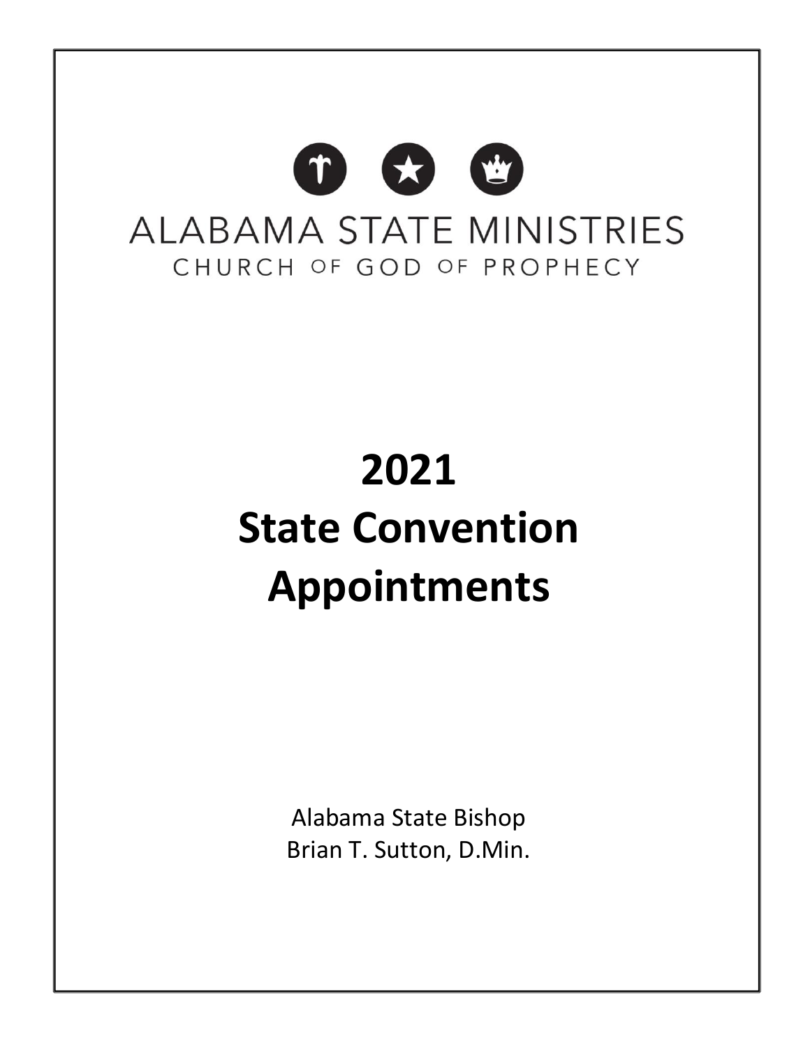ALABAMA STATE MINISTRIES

CHURCH OF GOD OF PROPHECY

# 2021
# State Convention
# Appointments

Alabama State Bishop
Brian T. Sutton, D.Min.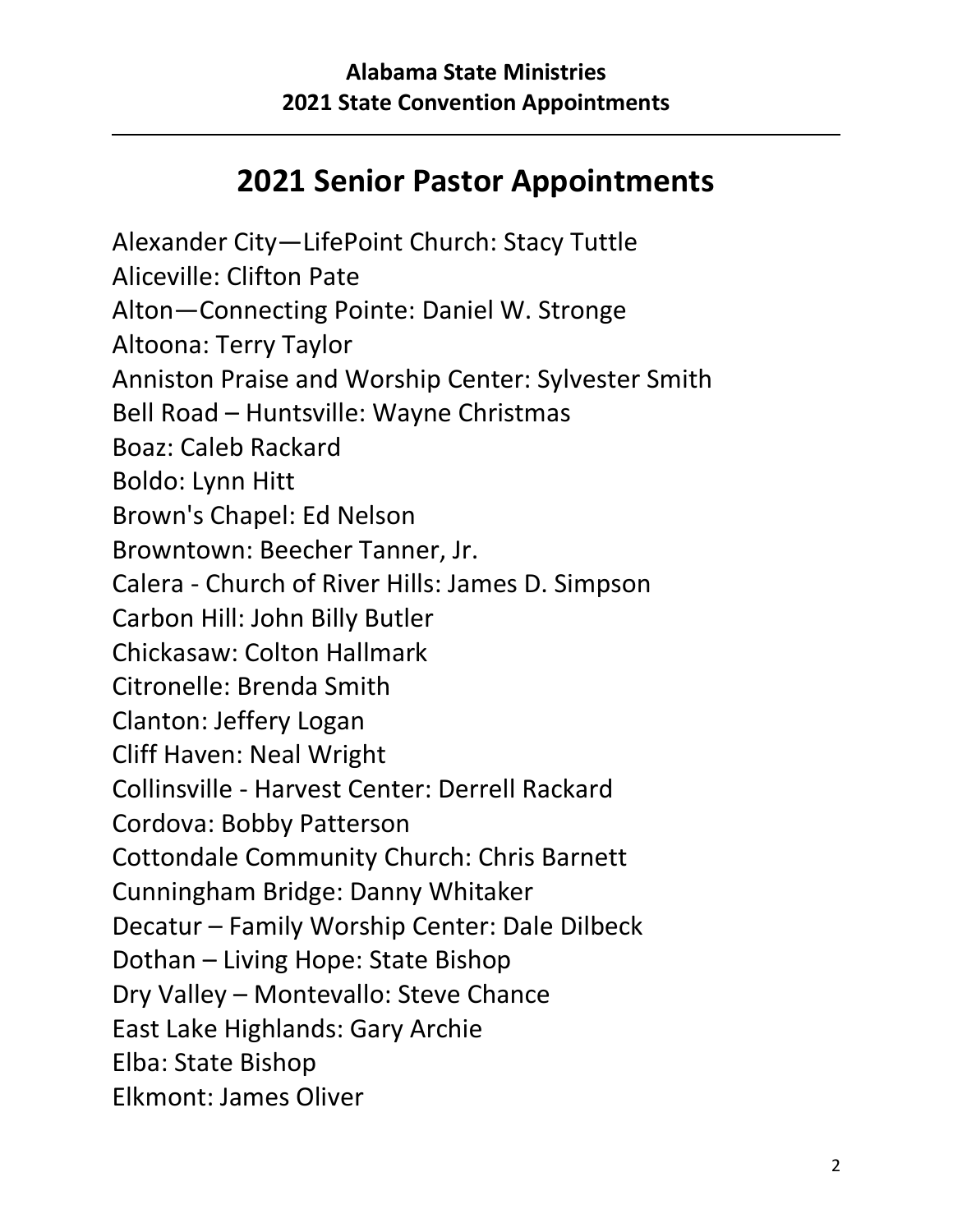# 2021 Senior Pastor Appointments

Alexander City—LifePoint Church: Stacy Tuttle
Aliceville: Clifton Pate
Alton—Connecting Pointe: Daniel W. Stronge
Altoona: Terry Taylor
Anniston Praise and Worship Center: Sylvester Smith
Bell Road – Huntsville: Wayne Christmas
Boaz: Caleb Rackard
Boldo: Lynn Hitt
Brown's Chapel: Ed Nelson
Browntown: Beecher Tanner, Jr.
Calera - Church of River Hills: James D. Simpson
Carbon Hill: John Billy Butler
Chickasaw: Colton Hallmark
Citronelle: Brenda Smith
Clanton: Jeffery Logan
Cliff Haven: Neal Wright
Collinsville - Harvest Center: Derrell Rackard
Cordova: Bobby Patterson
Cottondale Community Church: Chris Barnett
Cunningham Bridge: Danny Whitaker
Decatur – Family Worship Center: Dale Dilbeck
Dothan – Living Hope: State Bishop
Dry Valley – Montevallo: Steve Chance
East Lake Highlands: Gary Archie
Elba: State Bishop
Elkmont: James Oliver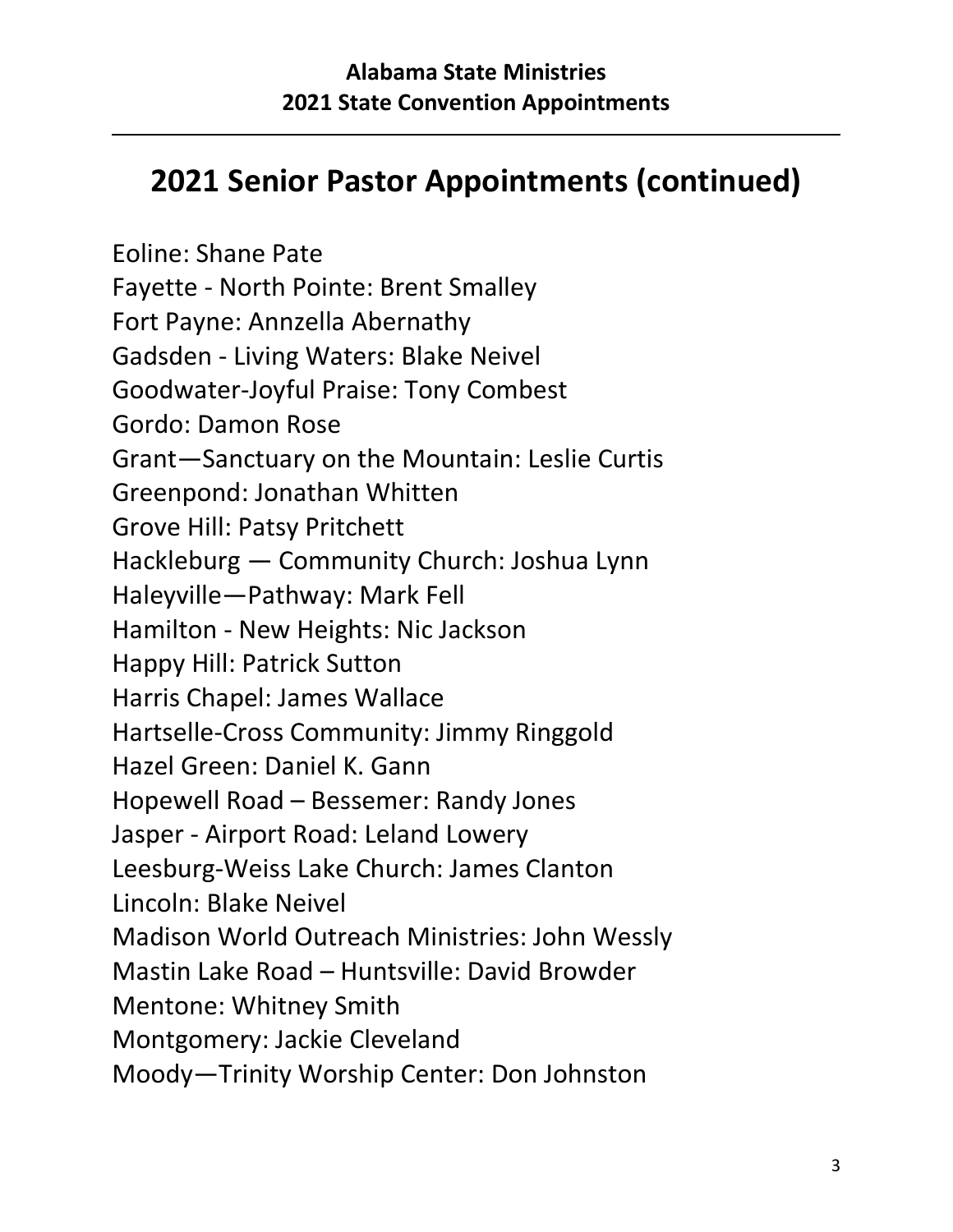# 2021 Senior Pastor Appointments (continued)

Eoline: Shane Pate
Fayette - North Pointe: Brent Smalley
Fort Payne: Annzella Abernathy
Gadsden - Living Waters: Blake Neivel
Goodwater-Joyful Praise: Tony Combest
Gordo: Damon Rose
Grant—Sanctuary on the Mountain: Leslie Curtis
Greenpond: Jonathan Whitten
Grove Hill: Patsy Pritchett
Hackleburg — Community Church: Joshua Lynn
Haleyville—Pathway: Mark Fell
Hamilton - New Heights: Nic Jackson
Happy Hill: Patrick Sutton
Harris Chapel: James Wallace
Hartselle-Cross Community: Jimmy Ringgold
Hazel Green: Daniel K. Gann
Hopewell Road – Bessemer: Randy Jones
Jasper - Airport Road: Leland Lowery
Leesburg-Weiss Lake Church: James Clanton
Lincoln: Blake Neivel
Madison World Outreach Ministries: John Wessly
Mastin Lake Road – Huntsville: David Browder
Mentone: Whitney Smith
Montgomery: Jackie Cleveland
Moody—Trinity Worship Center: Don Johnston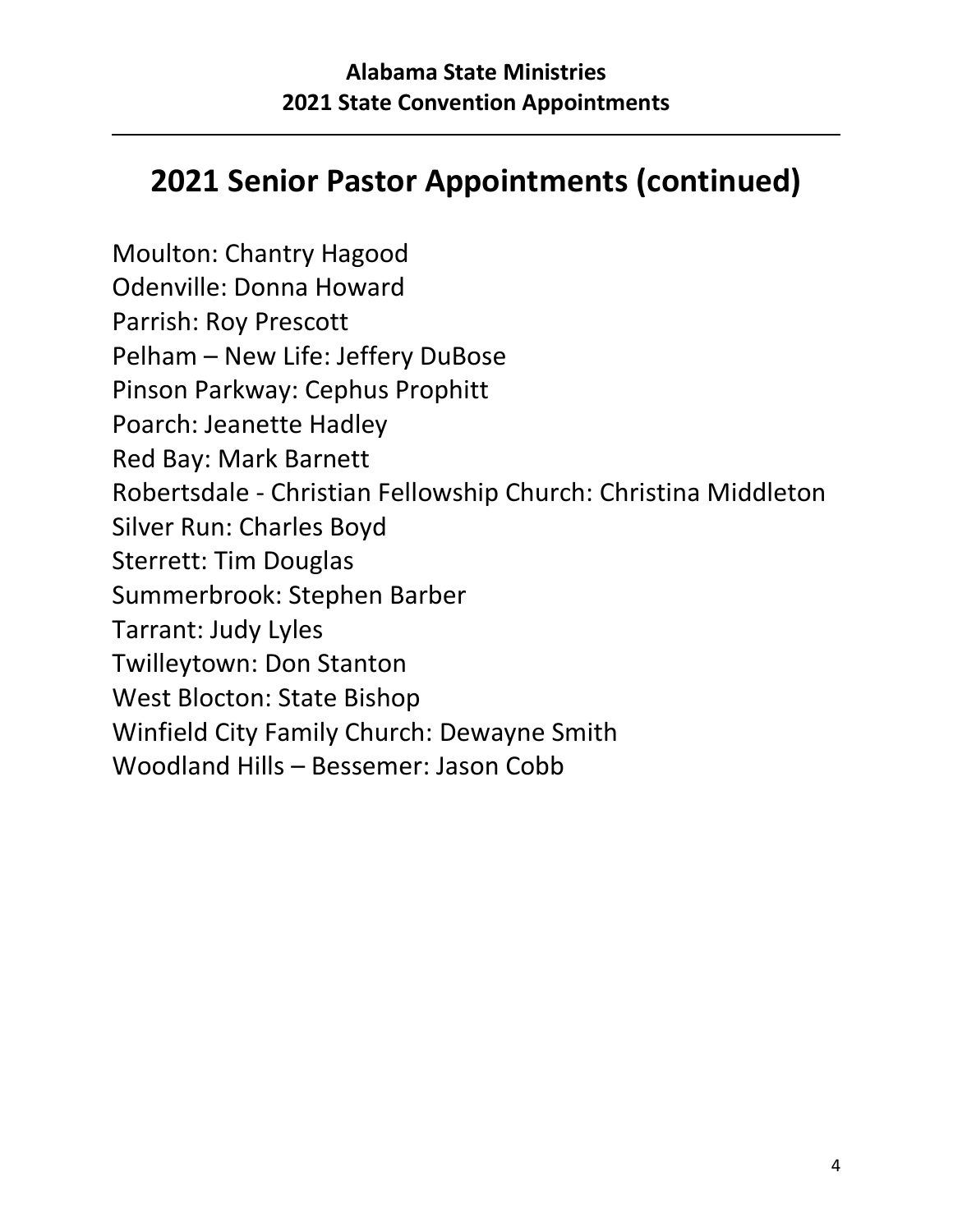# 2021 Senior Pastor Appointments (continued)

Moulton: Chantry Hagood
Odenville: Donna Howard
Parrish: Roy Prescott
Pelham – New Life: Jeffery DuBose
Pinson Parkway: Cephus Prophitt
Poarch: Jeanette Hadley
Red Bay: Mark Barnett
Robertsdale - Christian Fellowship Church: Christina Middleton
Silver Run: Charles Boyd
Sterrett: Tim Douglas
Summerbrook: Stephen Barber
Tarrant: Judy Lyles
Twilleytown: Don Stanton
West Blocton: State Bishop
Winfield City Family Church: Dewayne Smith
Woodland Hills – Bessemer: Jason Cobb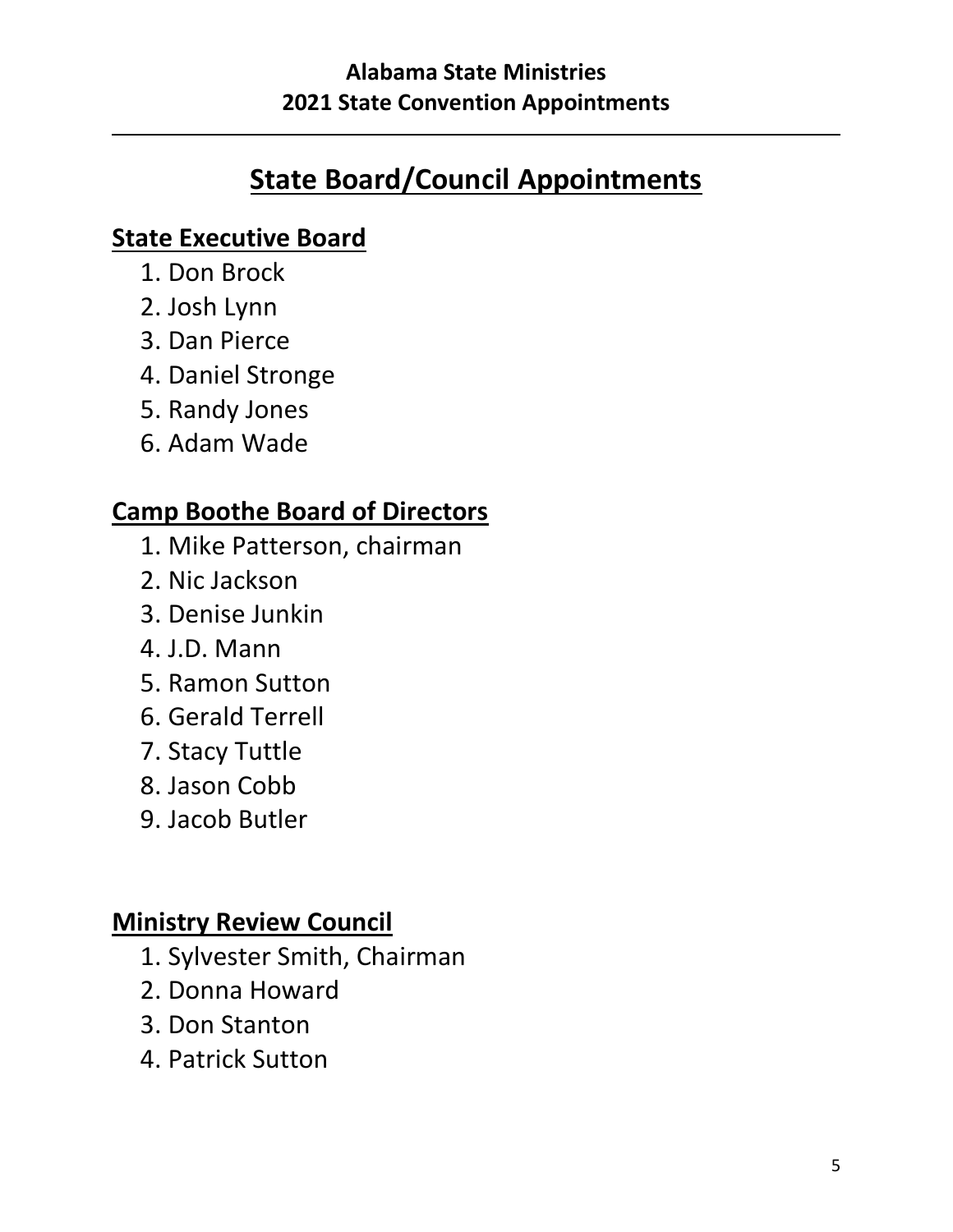**Alabama State Ministries**

**2021 State Convention Appointments**

# State Board/Council Appointments

## State Executive Board

1. Don Brock
2. Josh Lynn
3. Dan Pierce
4. Daniel Stronge
5. Randy Jones
6. Adam Wade

## Camp Boothe Board of Directors

1. Mike Patterson, chairman
2. Nic Jackson
3. Denise Junkin
4. J.D. Mann
5. Ramon Sutton
6. Gerald Terrell
7. Stacy Tuttle
8. Jason Cobb
9. Jacob Butler

## Ministry Review Council

1. Sylvester Smith, Chairman
2. Donna Howard
3. Don Stanton
4. Patrick Sutton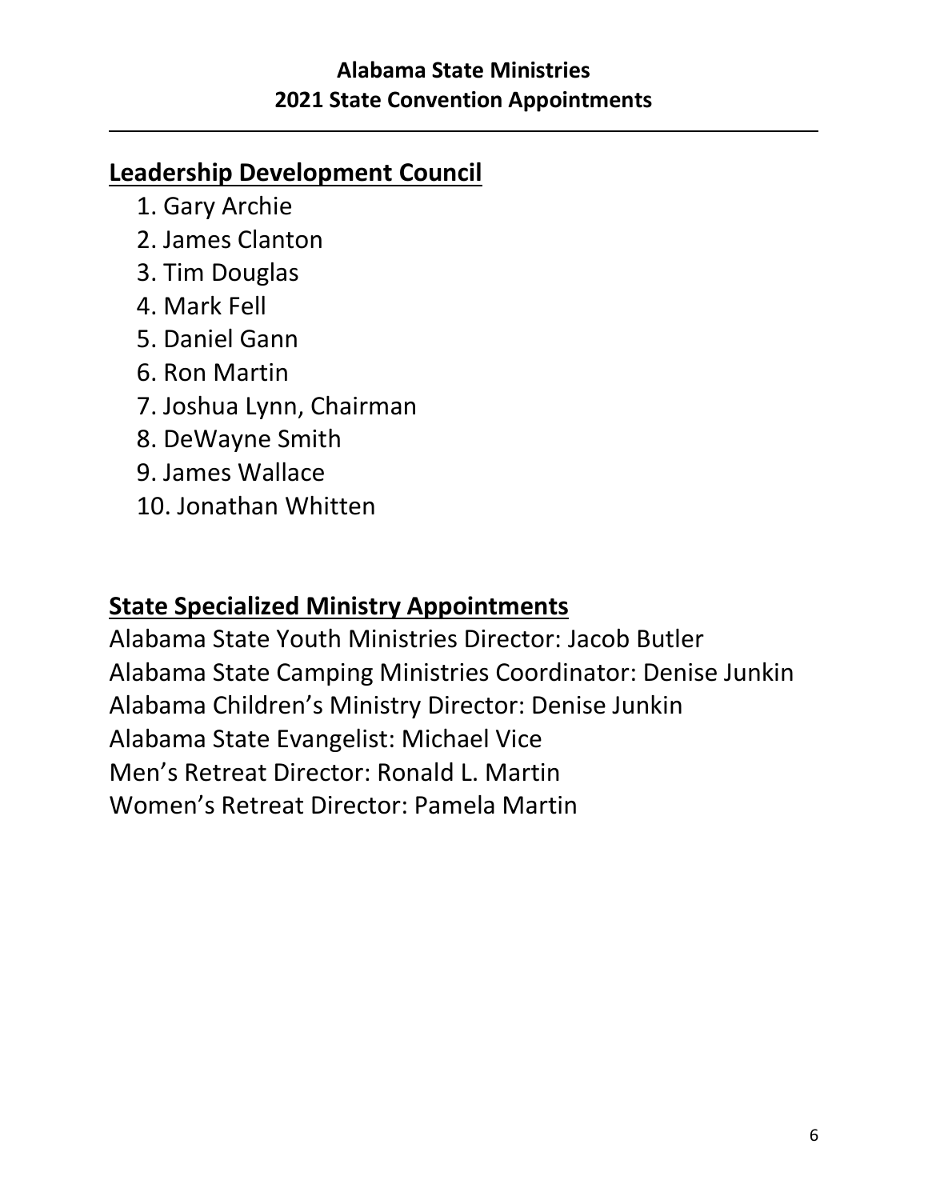**Alabama State Ministries**
**2021 State Convention Appointments**

---

## Leadership Development Council

1. Gary Archie
2. James Clanton
3. Tim Douglas
4. Mark Fell
5. Daniel Gann
6. Ron Martin
7. Joshua Lynn, Chairman
8. DeWayne Smith
9. James Wallace
10. Jonathan Whitten

## State Specialized Ministry Appointments

Alabama State Youth Ministries Director: Jacob Butler
Alabama State Camping Ministries Coordinator: Denise Junkin
Alabama Children's Ministry Director: Denise Junkin
Alabama State Evangelist: Michael Vice
Men's Retreat Director: Ronald L. Martin
Women's Retreat Director: Pamela Martin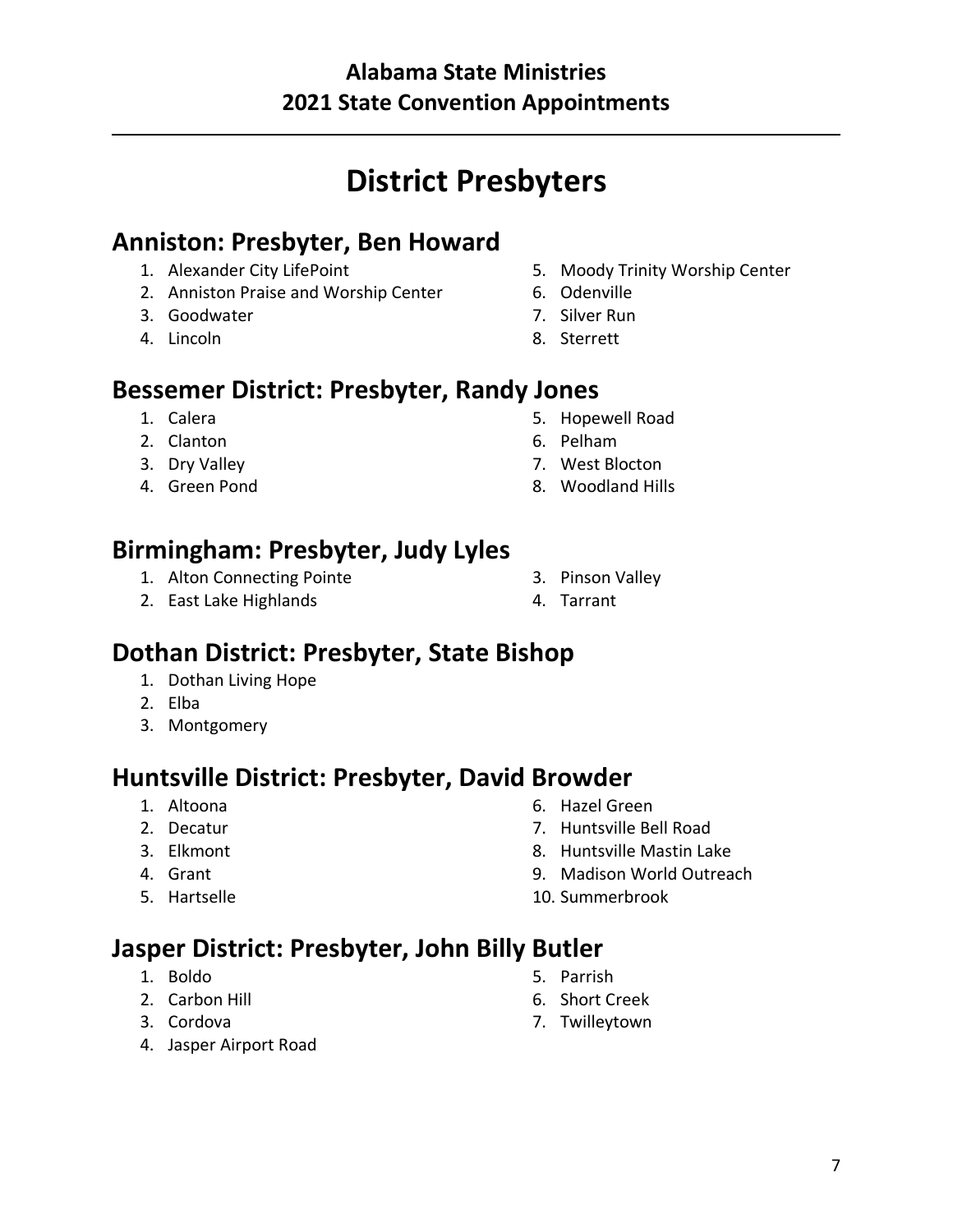**Alabama State Ministries**
**2021 State Convention Appointments**

# District Presbyters

## Anniston: Presbyter, Ben Howard

1. Alexander City LifePoint
2. Anniston Praise and Worship Center
3. Goodwater
4. Lincoln
5. Moody Trinity Worship Center
6. Odenville
7. Silver Run
8. Sterrett

## Bessemer District: Presbyter, Randy Jones

1. Calera
2. Clanton
3. Dry Valley
4. Green Pond
5. Hopewell Road
6. Pelham
7. West Blocton
8. Woodland Hills

## Birmingham: Presbyter, Judy Lyles

1. Alton Connecting Pointe
2. East Lake Highlands
3. Pinson Valley
4. Tarrant

## Dothan District: Presbyter, State Bishop

1. Dothan Living Hope
2. Elba
3. Montgomery

## Huntsville District: Presbyter, David Browder

1. Altoona
2. Decatur
3. Elkmont
4. Grant
5. Hartselle
6. Hazel Green
7. Huntsville Bell Road
8. Huntsville Mastin Lake
9. Madison World Outreach
10. Summerbrook

## Jasper District: Presbyter, John Billy Butler

1. Boldo
2. Carbon Hill
3. Cordova
4. Jasper Airport Road
5. Parrish
6. Short Creek
7. Twilleytown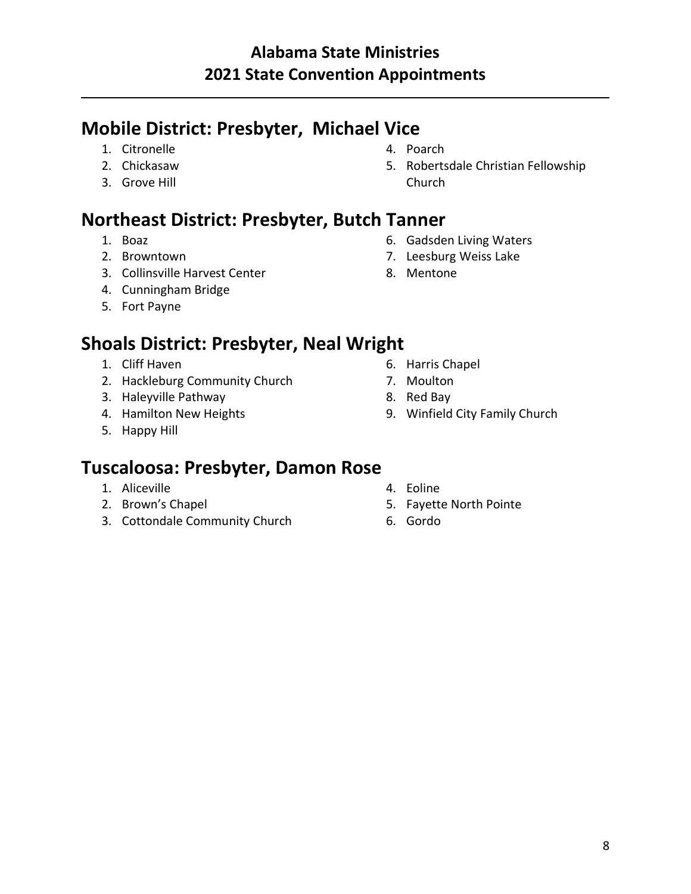# Alabama State Ministries
# 2021 State Convention Appointments

## Mobile District: Presbyter, Michael Vice

1. Citronelle
2. Chickasaw
3. Grove Hill
4. Poarch
5. Robertsdale Christian Fellowship Church

## Northeast District: Presbyter, Butch Tanner

1. Boaz
2. Browntown
3. Collinsville Harvest Center
4. Cunningham Bridge
5. Fort Payne
6. Gadsden Living Waters
7. Leesburg Weiss Lake
8. Mentone

## Shoals District: Presbyter, Neal Wright

1. Cliff Haven
2. Hackleburg Community Church
3. Haleyville Pathway
4. Hamilton New Heights
5. Happy Hill
6. Harris Chapel
7. Moulton
8. Red Bay
9. Winfield City Family Church

## Tuscaloosa: Presbyter, Damon Rose

1. Aliceville
2. Brown's Chapel
3. Cottondale Community Church
4. Eoline
5. Fayette North Pointe
6. Gordo